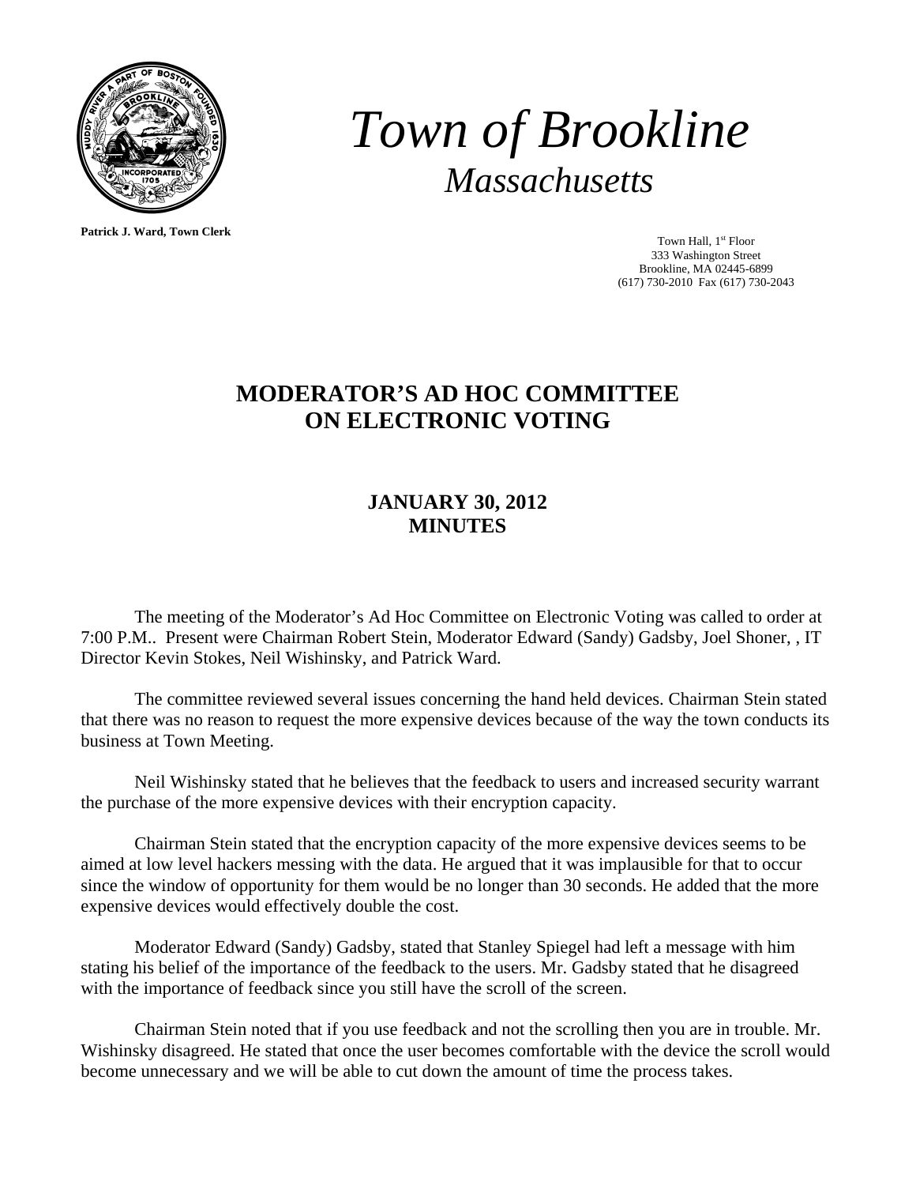# *Town of Brookline*

## *Massachusetts*

**Patrick J. Ward, Town Clerk**

Town Hall, 1st Floor
333 Washington Street
Brookline, MA 02445-6899
(617) 730-2010 Fax (617) 730-2043

# MODERATOR'S AD HOC COMMITTEE ON ELECTRONIC VOTING

## JANUARY 30, 2012
## MINUTES

The meeting of the Moderator's Ad Hoc Committee on Electronic Voting was called to order at 7:00 P.M.. Present were Chairman Robert Stein, Moderator Edward (Sandy) Gadsby, Joel Shoner, , IT Director Kevin Stokes, Neil Wishinsky, and Patrick Ward.

The committee reviewed several issues concerning the hand held devices. Chairman Stein stated that there was no reason to request the more expensive devices because of the way the town conducts its business at Town Meeting.

Neil Wishinsky stated that he believes that the feedback to users and increased security warrant the purchase of the more expensive devices with their encryption capacity.

Chairman Stein stated that the encryption capacity of the more expensive devices seems to be aimed at low level hackers messing with the data. He argued that it was implausible for that to occur since the window of opportunity for them would be no longer than 30 seconds. He added that the more expensive devices would effectively double the cost.

Moderator Edward (Sandy) Gadsby, stated that Stanley Spiegel had left a message with him stating his belief of the importance of the feedback to the users. Mr. Gadsby stated that he disagreed with the importance of feedback since you still have the scroll of the screen.

Chairman Stein noted that if you use feedback and not the scrolling then you are in trouble. Mr. Wishinsky disagreed. He stated that once the user becomes comfortable with the device the scroll would become unnecessary and we will be able to cut down the amount of time the process takes.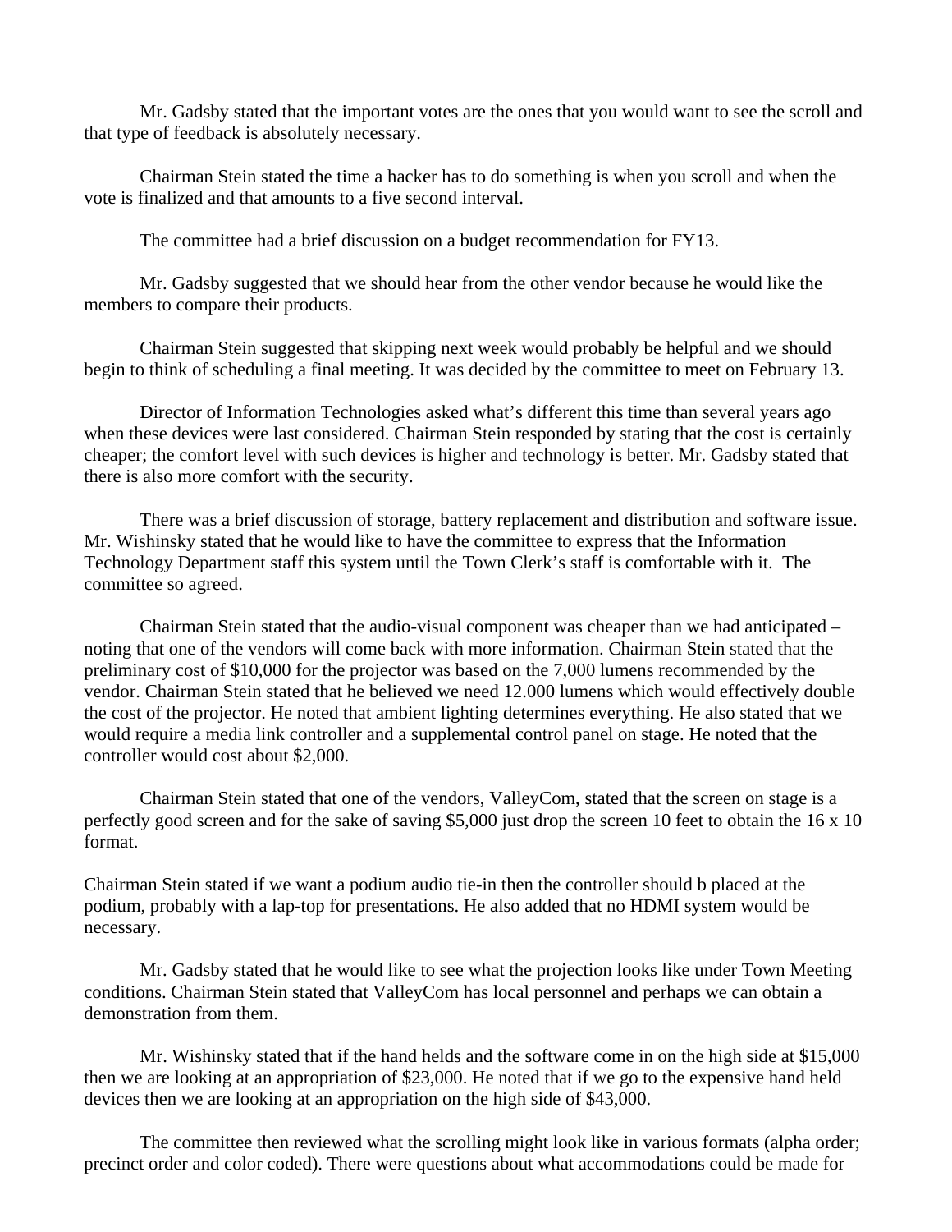Mr. Gadsby stated that the important votes are the ones that you would want to see the scroll and that type of feedback is absolutely necessary.

Chairman Stein stated the time a hacker has to do something is when you scroll and when the vote is finalized and that amounts to a five second interval.

The committee had a brief discussion on a budget recommendation for FY13.

Mr. Gadsby suggested that we should hear from the other vendor because he would like the members to compare their products.

Chairman Stein suggested that skipping next week would probably be helpful and we should begin to think of scheduling a final meeting. It was decided by the committee to meet on February 13.

Director of Information Technologies asked what's different this time than several years ago when these devices were last considered. Chairman Stein responded by stating that the cost is certainly cheaper; the comfort level with such devices is higher and technology is better. Mr. Gadsby stated that there is also more comfort with the security.

There was a brief discussion of storage, battery replacement and distribution and software issue. Mr. Wishinsky stated that he would like to have the committee to express that the Information Technology Department staff this system until the Town Clerk's staff is comfortable with it. The committee so agreed.

Chairman Stein stated that the audio-visual component was cheaper than we had anticipated – noting that one of the vendors will come back with more information. Chairman Stein stated that the preliminary cost of $10,000 for the projector was based on the 7,000 lumens recommended by the vendor. Chairman Stein stated that he believed we need 12.000 lumens which would effectively double the cost of the projector. He noted that ambient lighting determines everything. He also stated that we would require a media link controller and a supplemental control panel on stage. He noted that the controller would cost about $2,000.

Chairman Stein stated that one of the vendors, ValleyCom, stated that the screen on stage is a perfectly good screen and for the sake of saving $5,000 just drop the screen 10 feet to obtain the 16 x 10 format.

Chairman Stein stated if we want a podium audio tie-in then the controller should b placed at the podium, probably with a lap-top for presentations. He also added that no HDMI system would be necessary.

Mr. Gadsby stated that he would like to see what the projection looks like under Town Meeting conditions. Chairman Stein stated that ValleyCom has local personnel and perhaps we can obtain a demonstration from them.

Mr. Wishinsky stated that if the hand helds and the software come in on the high side at $15,000 then we are looking at an appropriation of $23,000. He noted that if we go to the expensive hand held devices then we are looking at an appropriation on the high side of $43,000.

The committee then reviewed what the scrolling might look like in various formats (alpha order; precinct order and color coded). There were questions about what accommodations could be made for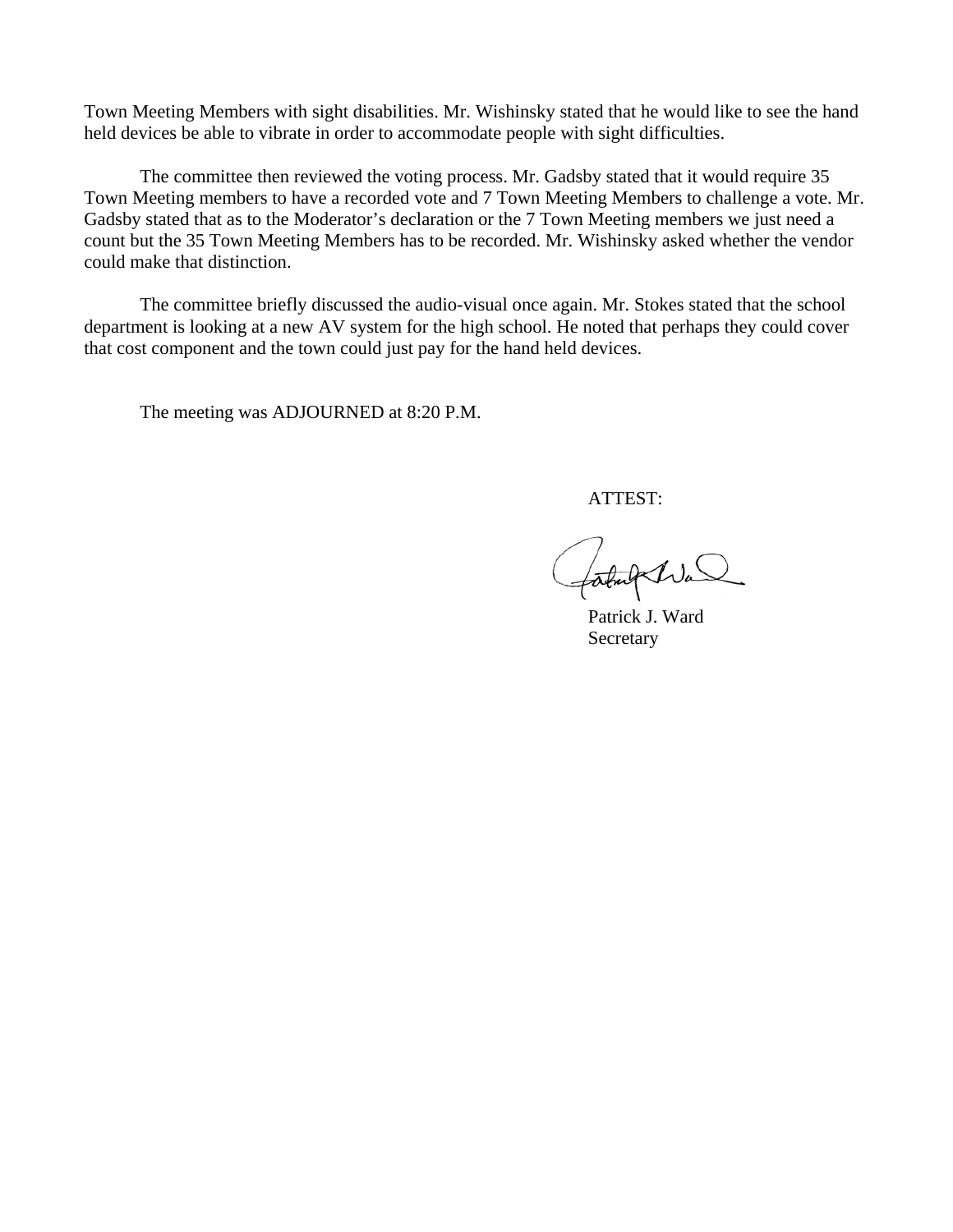Town Meeting Members with sight disabilities. Mr. Wishinsky stated that he would like to see the hand held devices be able to vibrate in order to accommodate people with sight difficulties.

The committee then reviewed the voting process. Mr. Gadsby stated that it would require 35 Town Meeting members to have a recorded vote and 7 Town Meeting Members to challenge a vote. Mr. Gadsby stated that as to the Moderator's declaration or the 7 Town Meeting members we just need a count but the 35 Town Meeting Members has to be recorded. Mr. Wishinsky asked whether the vendor could make that distinction.

The committee briefly discussed the audio-visual once again. Mr. Stokes stated that the school department is looking at a new AV system for the high school. He noted that perhaps they could cover that cost component and the town could just pay for the hand held devices.

The meeting was ADJOURNED at 8:20 P.M.

ATTEST:

Patrick J. Ward
Secretary